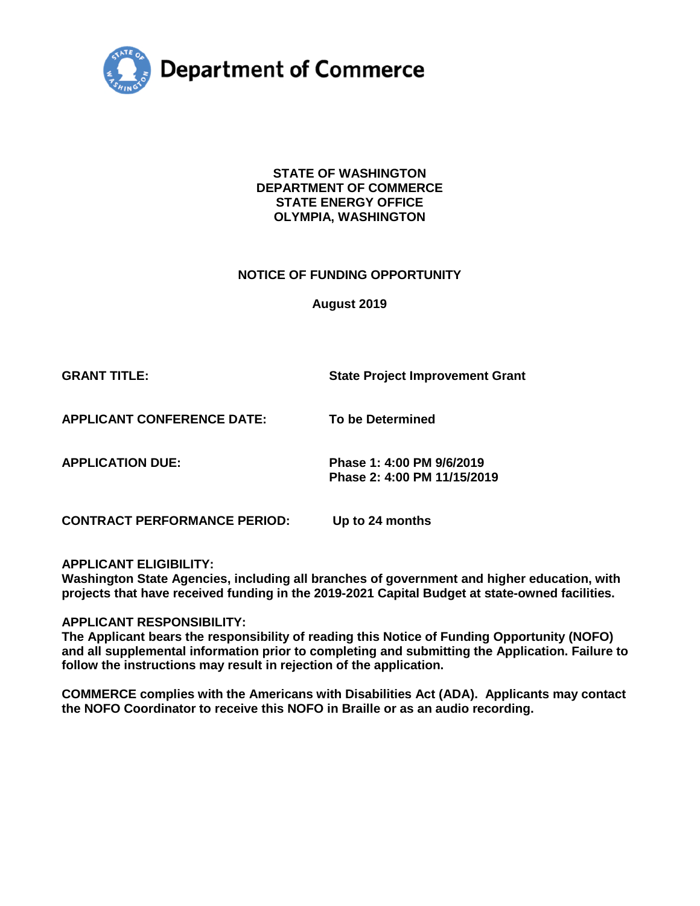**Department of Commerce**

**STATE OF WASHINGTON**
**DEPARTMENT OF COMMERCE**
**STATE ENERGY OFFICE**
**OLYMPIA, WASHINGTON**

**NOTICE OF FUNDING OPPORTUNITY**

**August 2019**

| | |
|---|---|
| **GRANT TITLE:** | **State Project Improvement Grant** |
| **APPLICANT CONFERENCE DATE:** | **To be Determined** |
| **APPLICATION DUE:** | **Phase 1: 4:00 PM 9/6/2019**<br>**Phase 2: 4:00 PM 11/15/2019** |
| **CONTRACT PERFORMANCE PERIOD:** | **Up to 24 months** |

**APPLICANT ELIGIBILITY:**
**Washington State Agencies, including all branches of government and higher education, with projects that have received funding in the 2019-2021 Capital Budget at state-owned facilities.**

**APPLICANT RESPONSIBILITY:**
**The Applicant bears the responsibility of reading this Notice of Funding Opportunity (NOFO) and all supplemental information prior to completing and submitting the Application. Failure to follow the instructions may result in rejection of the application.**

**COMMERCE complies with the Americans with Disabilities Act (ADA). Applicants may contact the NOFO Coordinator to receive this NOFO in Braille or as an audio recording.**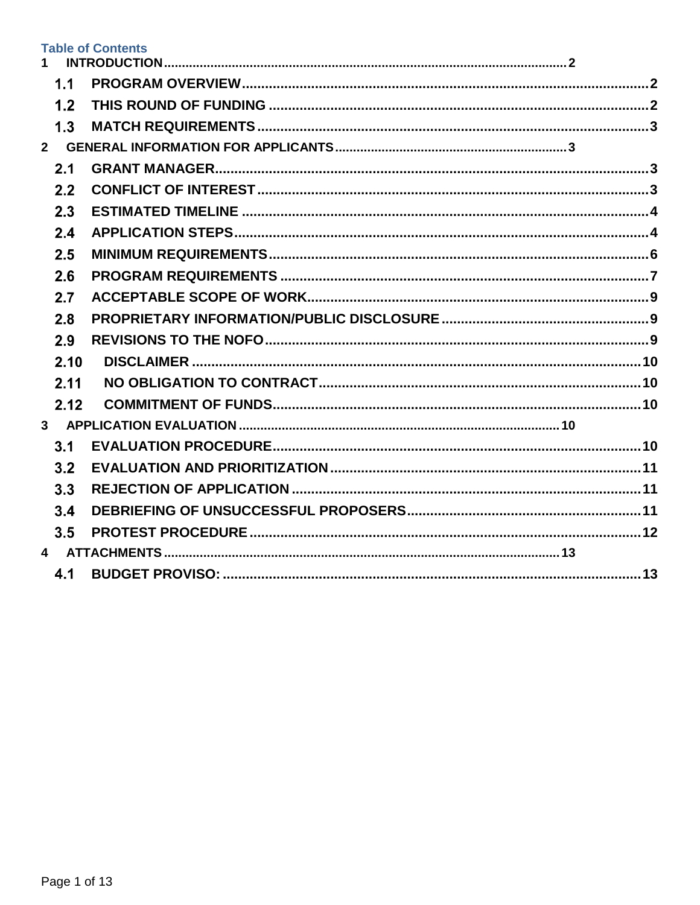**Table of Contents**

1 INTRODUCTION .......... 2
  1.1 PROGRAM OVERVIEW .......... 2
  1.2 THIS ROUND OF FUNDING .......... 2
  1.3 MATCH REQUIREMENTS .......... 3
2 GENERAL INFORMATION FOR APPLICANTS .......... 3
  2.1 GRANT MANAGER .......... 3
  2.2 CONFLICT OF INTEREST .......... 3
  2.3 ESTIMATED TIMELINE .......... 4
  2.4 APPLICATION STEPS .......... 4
  2.5 MINIMUM REQUIREMENTS .......... 6
  2.6 PROGRAM REQUIREMENTS .......... 7
  2.7 ACCEPTABLE SCOPE OF WORK .......... 9
  2.8 PROPRIETARY INFORMATION/PUBLIC DISCLOSURE .......... 9
  2.9 REVISIONS TO THE NOFO .......... 9
  2.10 DISCLAIMER .......... 10
  2.11 NO OBLIGATION TO CONTRACT .......... 10
  2.12 COMMITMENT OF FUNDS .......... 10
3 APPLICATION EVALUATION .......... 10
  3.1 EVALUATION PROCEDURE .......... 10
  3.2 EVALUATION AND PRIORITIZATION .......... 11
  3.3 REJECTION OF APPLICATION .......... 11
  3.4 DEBRIEFING OF UNSUCCESSFUL PROPOSERS .......... 11
  3.5 PROTEST PROCEDURE .......... 12
4 ATTACHMENTS .......... 13
  4.1 BUDGET PROVISO: .......... 13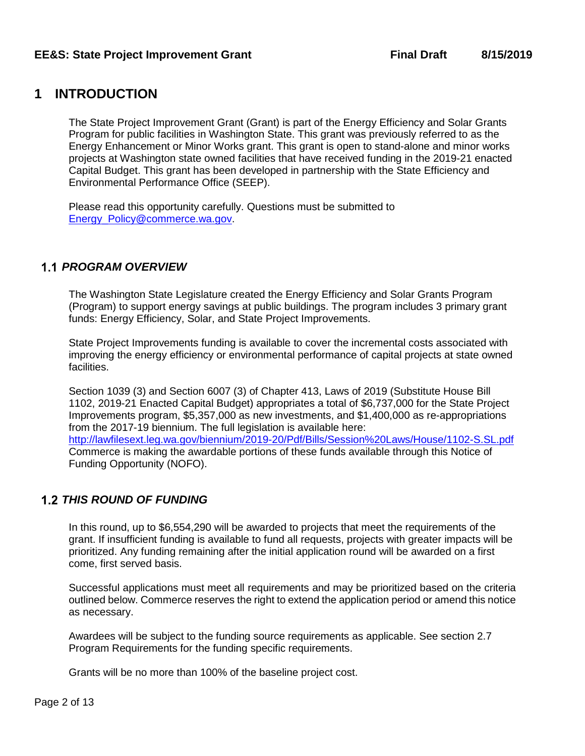# 1 INTRODUCTION

The State Project Improvement Grant (Grant) is part of the Energy Efficiency and Solar Grants Program for public facilities in Washington State. This grant was previously referred to as the Energy Enhancement or Minor Works grant. This grant is open to stand-alone and minor works projects at Washington state owned facilities that have received funding in the 2019-21 enacted Capital Budget. This grant has been developed in partnership with the State Efficiency and Environmental Performance Office (SEEP).

Please read this opportunity carefully. Questions must be submitted to [Energy_Policy@commerce.wa.gov](mailto:Energy_Policy@commerce.wa.gov).

## 1.1 PROGRAM OVERVIEW

The Washington State Legislature created the Energy Efficiency and Solar Grants Program (Program) to support energy savings at public buildings. The program includes 3 primary grant funds: Energy Efficiency, Solar, and State Project Improvements.

State Project Improvements funding is available to cover the incremental costs associated with improving the energy efficiency or environmental performance of capital projects at state owned facilities.

Section 1039 (3) and Section 6007 (3) of Chapter 413, Laws of 2019 (Substitute House Bill 1102, 2019-21 Enacted Capital Budget) appropriates a total of $6,737,000 for the State Project Improvements program, $5,357,000 as new investments, and $1,400,000 as re-appropriations from the 2017-19 biennium. The full legislation is available here: [http://lawfilesext.leg.wa.gov/biennium/2019-20/Pdf/Bills/Session%20Laws/House/1102-S.SL.pdf](http://lawfilesext.leg.wa.gov/biennium/2019-20/Pdf/Bills/Session%20Laws/House/1102-S.SL.pdf) Commerce is making the awardable portions of these funds available through this Notice of Funding Opportunity (NOFO).

## 1.2 THIS ROUND OF FUNDING

In this round, up to $6,554,290 will be awarded to projects that meet the requirements of the grant. If insufficient funding is available to fund all requests, projects with greater impacts will be prioritized. Any funding remaining after the initial application round will be awarded on a first come, first served basis.

Successful applications must meet all requirements and may be prioritized based on the criteria outlined below. Commerce reserves the right to extend the application period or amend this notice as necessary.

Awardees will be subject to the funding source requirements as applicable. See section 2.7 Program Requirements for the funding specific requirements.

Grants will be no more than 100% of the baseline project cost.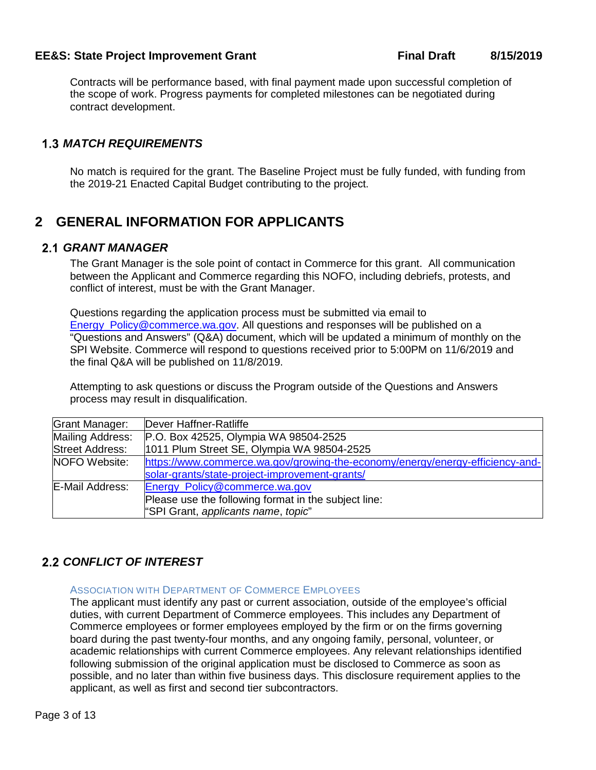Contracts will be performance based, with final payment made upon successful completion of the scope of work. Progress payments for completed milestones can be negotiated during contract development.

## 1.3 *MATCH REQUIREMENTS*

No match is required for the grant. The Baseline Project must be fully funded, with funding from the 2019-21 Enacted Capital Budget contributing to the project.

# 2 GENERAL INFORMATION FOR APPLICANTS

## 2.1 *GRANT MANAGER*

The Grant Manager is the sole point of contact in Commerce for this grant. All communication between the Applicant and Commerce regarding this NOFO, including debriefs, protests, and conflict of interest, must be with the Grant Manager.

Questions regarding the application process must be submitted via email to Energy_Policy@commerce.wa.gov. All questions and responses will be published on a "Questions and Answers" (Q&A) document, which will be updated a minimum of monthly on the SPI Website. Commerce will respond to questions received prior to 5:00PM on 11/6/2019 and the final Q&A will be published on 11/8/2019.

Attempting to ask questions or discuss the Program outside of the Questions and Answers process may result in disqualification.

| Grant Manager: | Dever Haffner-Ratliffe |
|---|---|
| Mailing Address:<br>Street Address: | P.O. Box 42525, Olympia WA 98504-2525<br>1011 Plum Street SE, Olympia WA 98504-2525 |
| NOFO Website: | https://www.commerce.wa.gov/growing-the-economy/energy/energy-efficiency-and-solar-grants/state-project-improvement-grants/ |
| E-Mail Address: | Energy_Policy@commerce.wa.gov<br>Please use the following format in the subject line:<br>"SPI Grant, *applicants name*, *topic*" |

## 2.2 *CONFLICT OF INTEREST*

### Association with Department of Commerce Employees

The applicant must identify any past or current association, outside of the employee's official duties, with current Department of Commerce employees. This includes any Department of Commerce employees or former employees employed by the firm or on the firms governing board during the past twenty-four months, and any ongoing family, personal, volunteer, or academic relationships with current Commerce employees. Any relevant relationships identified following submission of the original application must be disclosed to Commerce as soon as possible, and no later than within five business days. This disclosure requirement applies to the applicant, as well as first and second tier subcontractors.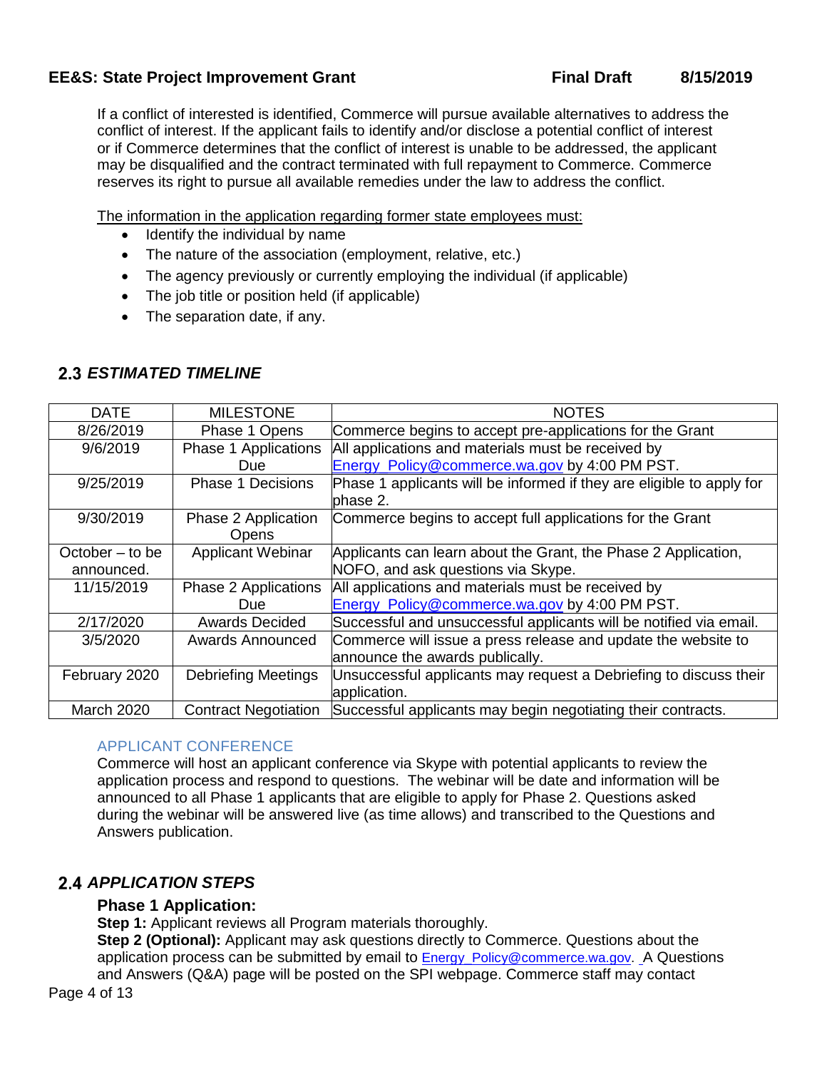If a conflict of interested is identified, Commerce will pursue available alternatives to address the conflict of interest. If the applicant fails to identify and/or disclose a potential conflict of interest or if Commerce determines that the conflict of interest is unable to be addressed, the applicant may be disqualified and the contract terminated with full repayment to Commerce. Commerce reserves its right to pursue all available remedies under the law to address the conflict.

The information in the application regarding former state employees must:

- Identify the individual by name
- The nature of the association (employment, relative, etc.)
- The agency previously or currently employing the individual (if applicable)
- The job title or position held (if applicable)
- The separation date, if any.

## 2.3 *ESTIMATED TIMELINE*

| DATE | MILESTONE | NOTES |
|---|---|---|
| 8/26/2019 | Phase 1 Opens | Commerce begins to accept pre-applications for the Grant |
| 9/6/2019 | Phase 1 Applications Due | All applications and materials must be received by Energy_Policy@commerce.wa.gov by 4:00 PM PST. |
| 9/25/2019 | Phase 1 Decisions | Phase 1 applicants will be informed if they are eligible to apply for phase 2. |
| 9/30/2019 | Phase 2 Application Opens | Commerce begins to accept full applications for the Grant |
| October – to be announced. | Applicant Webinar | Applicants can learn about the Grant, the Phase 2 Application, NOFO, and ask questions via Skype. |
| 11/15/2019 | Phase 2 Applications Due | All applications and materials must be received by Energy_Policy@commerce.wa.gov by 4:00 PM PST. |
| 2/17/2020 | Awards Decided | Successful and unsuccessful applicants will be notified via email. |
| 3/5/2020 | Awards Announced | Commerce will issue a press release and update the website to announce the awards publically. |
| February 2020 | Debriefing Meetings | Unsuccessful applicants may request a Debriefing to discuss their application. |
| March 2020 | Contract Negotiation | Successful applicants may begin negotiating their contracts. |

### APPLICANT CONFERENCE

Commerce will host an applicant conference via Skype with potential applicants to review the application process and respond to questions. The webinar will be date and information will be announced to all Phase 1 applicants that are eligible to apply for Phase 2. Questions asked during the webinar will be answered live (as time allows) and transcribed to the Questions and Answers publication.

## 2.4 *APPLICATION STEPS*

### Phase 1 Application:

**Step 1:** Applicant reviews all Program materials thoroughly.
**Step 2 (Optional):** Applicant may ask questions directly to Commerce. Questions about the application process can be submitted by email to Energy_Policy@commerce.wa.gov. A Questions and Answers (Q&A) page will be posted on the SPI webpage. Commerce staff may contact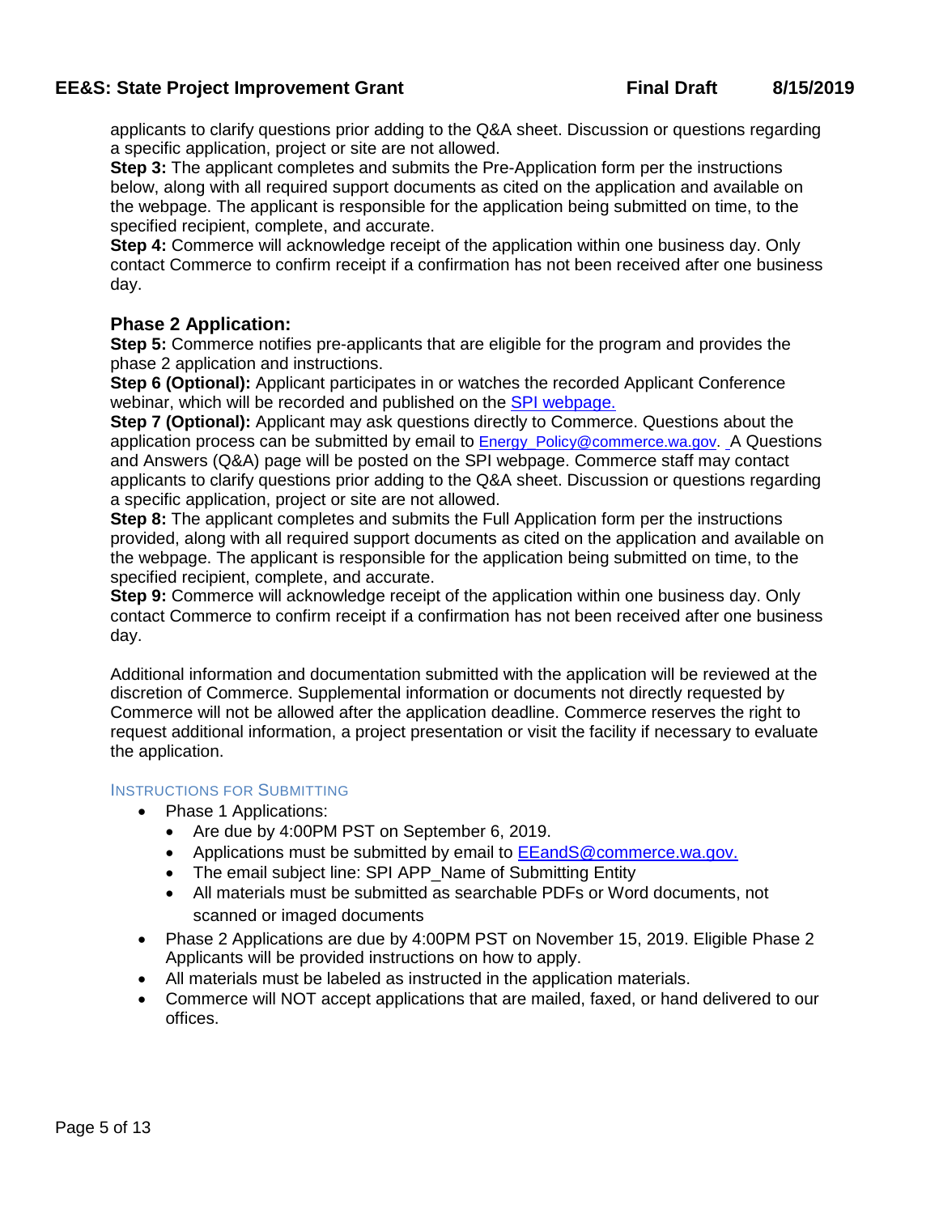applicants to clarify questions prior adding to the Q&A sheet. Discussion or questions regarding a specific application, project or site are not allowed.

**Step 3:** The applicant completes and submits the Pre-Application form per the instructions below, along with all required support documents as cited on the application and available on the webpage. The applicant is responsible for the application being submitted on time, to the specified recipient, complete, and accurate.

**Step 4:** Commerce will acknowledge receipt of the application within one business day. Only contact Commerce to confirm receipt if a confirmation has not been received after one business day.

### Phase 2 Application:

**Step 5:** Commerce notifies pre-applicants that are eligible for the program and provides the phase 2 application and instructions.

**Step 6 (Optional):** Applicant participates in or watches the recorded Applicant Conference webinar, which will be recorded and published on the SPI webpage.

**Step 7 (Optional):** Applicant may ask questions directly to Commerce. Questions about the application process can be submitted by email to Energy_Policy@commerce.wa.gov. A Questions and Answers (Q&A) page will be posted on the SPI webpage. Commerce staff may contact applicants to clarify questions prior adding to the Q&A sheet. Discussion or questions regarding a specific application, project or site are not allowed.

**Step 8:** The applicant completes and submits the Full Application form per the instructions provided, along with all required support documents as cited on the application and available on the webpage. The applicant is responsible for the application being submitted on time, to the specified recipient, complete, and accurate.

**Step 9:** Commerce will acknowledge receipt of the application within one business day. Only contact Commerce to confirm receipt if a confirmation has not been received after one business day.

Additional information and documentation submitted with the application will be reviewed at the discretion of Commerce. Supplemental information or documents not directly requested by Commerce will not be allowed after the application deadline. Commerce reserves the right to request additional information, a project presentation or visit the facility if necessary to evaluate the application.

#### INSTRUCTIONS FOR SUBMITTING

- Phase 1 Applications:
  - Are due by 4:00PM PST on September 6, 2019.
  - Applications must be submitted by email to EEandS@commerce.wa.gov.
  - The email subject line: SPI APP_Name of Submitting Entity
  - All materials must be submitted as searchable PDFs or Word documents, not scanned or imaged documents
- Phase 2 Applications are due by 4:00PM PST on November 15, 2019. Eligible Phase 2 Applicants will be provided instructions on how to apply.
- All materials must be labeled as instructed in the application materials.
- Commerce will NOT accept applications that are mailed, faxed, or hand delivered to our offices.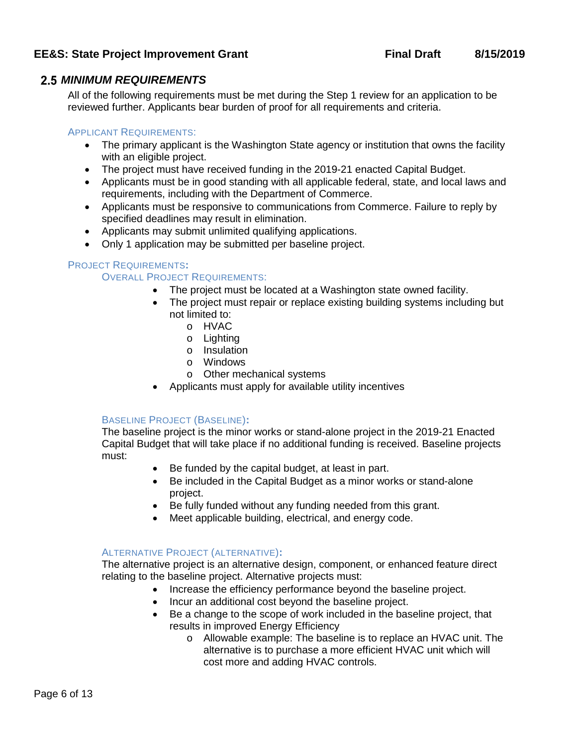## 2.5 *MINIMUM REQUIREMENTS*

All of the following requirements must be met during the Step 1 review for an application to be reviewed further. Applicants bear burden of proof for all requirements and criteria.

#### APPLICANT REQUIREMENTS:

- The primary applicant is the Washington State agency or institution that owns the facility with an eligible project.
- The project must have received funding in the 2019-21 enacted Capital Budget.
- Applicants must be in good standing with all applicable federal, state, and local laws and requirements, including with the Department of Commerce.
- Applicants must be responsive to communications from Commerce. Failure to reply by specified deadlines may result in elimination.
- Applicants may submit unlimited qualifying applications.
- Only 1 application may be submitted per baseline project.

#### PROJECT REQUIREMENTS:

##### OVERALL PROJECT REQUIREMENTS:

- The project must be located at a Washington state owned facility.
- The project must repair or replace existing building systems including but not limited to:
  - HVAC
  - Lighting
  - Insulation
  - Windows
  - Other mechanical systems
- Applicants must apply for available utility incentives

##### BASELINE PROJECT (BASELINE):

The baseline project is the minor works or stand-alone project in the 2019-21 Enacted Capital Budget that will take place if no additional funding is received. Baseline projects must:

- Be funded by the capital budget, at least in part.
- Be included in the Capital Budget as a minor works or stand-alone project.
- Be fully funded without any funding needed from this grant.
- Meet applicable building, electrical, and energy code.

##### ALTERNATIVE PROJECT (ALTERNATIVE):

The alternative project is an alternative design, component, or enhanced feature direct relating to the baseline project. Alternative projects must:

- Increase the efficiency performance beyond the baseline project.
- Incur an additional cost beyond the baseline project.
- Be a change to the scope of work included in the baseline project, that results in improved Energy Efficiency
  - Allowable example: The baseline is to replace an HVAC unit. The alternative is to purchase a more efficient HVAC unit which will cost more and adding HVAC controls.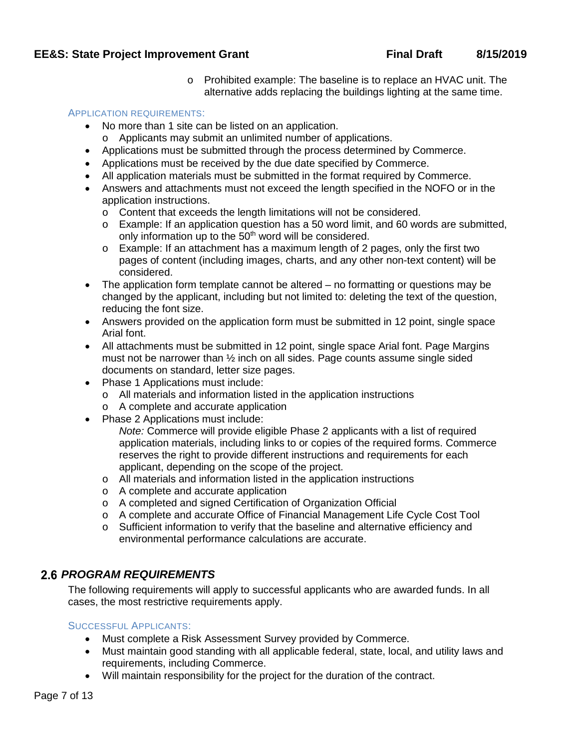- Prohibited example: The baseline is to replace an HVAC unit. The alternative adds replacing the buildings lighting at the same time.

#### APPLICATION REQUIREMENTS:

- No more than 1 site can be listed on an application.
  - Applicants may submit an unlimited number of applications.
- Applications must be submitted through the process determined by Commerce.
- Applications must be received by the due date specified by Commerce.
- All application materials must be submitted in the format required by Commerce.
- Answers and attachments must not exceed the length specified in the NOFO or in the application instructions.
  - Content that exceeds the length limitations will not be considered.
  - Example: If an application question has a 50 word limit, and 60 words are submitted, only information up to the 50th word will be considered.
  - Example: If an attachment has a maximum length of 2 pages, only the first two pages of content (including images, charts, and any other non-text content) will be considered.
- The application form template cannot be altered – no formatting or questions may be changed by the applicant, including but not limited to: deleting the text of the question, reducing the font size.
- Answers provided on the application form must be submitted in 12 point, single space Arial font.
- All attachments must be submitted in 12 point, single space Arial font. Page Margins must not be narrower than ½ inch on all sides. Page counts assume single sided documents on standard, letter size pages.
- Phase 1 Applications must include:
  - All materials and information listed in the application instructions
  - A complete and accurate application
- Phase 2 Applications must include:

  *Note:* Commerce will provide eligible Phase 2 applicants with a list of required application materials, including links to or copies of the required forms. Commerce reserves the right to provide different instructions and requirements for each applicant, depending on the scope of the project.
  - All materials and information listed in the application instructions
  - A complete and accurate application
  - A completed and signed Certification of Organization Official
  - A complete and accurate Office of Financial Management Life Cycle Cost Tool
  - Sufficient information to verify that the baseline and alternative efficiency and environmental performance calculations are accurate.

## 2.6 *PROGRAM REQUIREMENTS*

The following requirements will apply to successful applicants who are awarded funds. In all cases, the most restrictive requirements apply.

#### SUCCESSFUL APPLICANTS:

- Must complete a Risk Assessment Survey provided by Commerce.
- Must maintain good standing with all applicable federal, state, local, and utility laws and requirements, including Commerce.
- Will maintain responsibility for the project for the duration of the contract.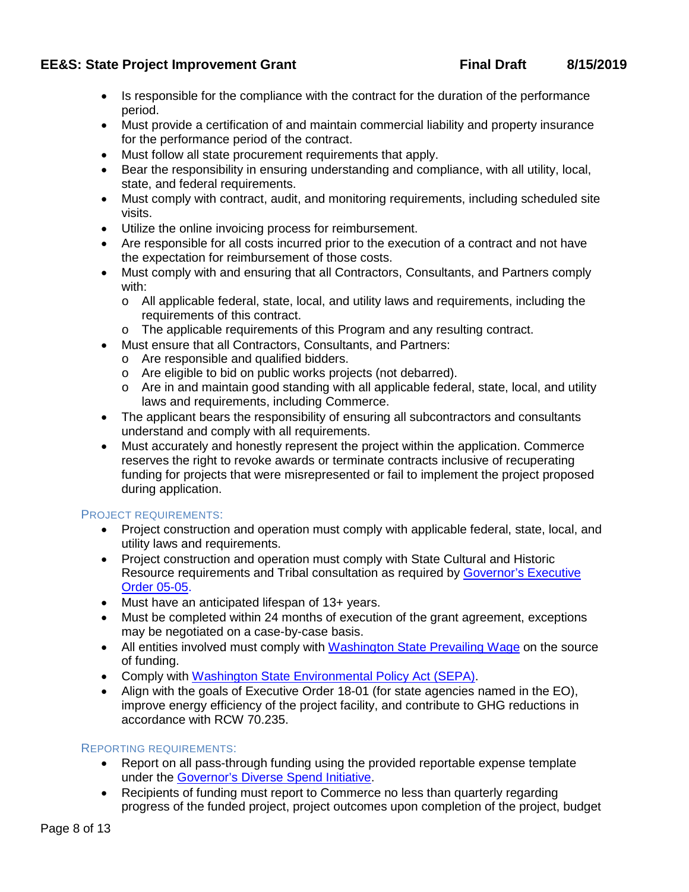- Is responsible for the compliance with the contract for the duration of the performance period.
- Must provide a certification of and maintain commercial liability and property insurance for the performance period of the contract.
- Must follow all state procurement requirements that apply.
- Bear the responsibility in ensuring understanding and compliance, with all utility, local, state, and federal requirements.
- Must comply with contract, audit, and monitoring requirements, including scheduled site visits.
- Utilize the online invoicing process for reimbursement.
- Are responsible for all costs incurred prior to the execution of a contract and not have the expectation for reimbursement of those costs.
- Must comply with and ensuring that all Contractors, Consultants, and Partners comply with:
  - All applicable federal, state, local, and utility laws and requirements, including the requirements of this contract.
  - The applicable requirements of this Program and any resulting contract.
- Must ensure that all Contractors, Consultants, and Partners:
  - Are responsible and qualified bidders.
  - Are eligible to bid on public works projects (not debarred).
  - Are in and maintain good standing with all applicable federal, state, local, and utility laws and requirements, including Commerce.
- The applicant bears the responsibility of ensuring all subcontractors and consultants understand and comply with all requirements.
- Must accurately and honestly represent the project within the application. Commerce reserves the right to revoke awards or terminate contracts inclusive of recuperating funding for projects that were misrepresented or fail to implement the project proposed during application.

### Project requirements:

- Project construction and operation must comply with applicable federal, state, local, and utility laws and requirements.
- Project construction and operation must comply with State Cultural and Historic Resource requirements and Tribal consultation as required by Governor's Executive Order 05-05.
- Must have an anticipated lifespan of 13+ years.
- Must be completed within 24 months of execution of the grant agreement, exceptions may be negotiated on a case-by-case basis.
- All entities involved must comply with Washington State Prevailing Wage on the source of funding.
- Comply with Washington State Environmental Policy Act (SEPA).
- Align with the goals of Executive Order 18-01 (for state agencies named in the EO), improve energy efficiency of the project facility, and contribute to GHG reductions in accordance with RCW 70.235.

### Reporting requirements:

- Report on all pass-through funding using the provided reportable expense template under the Governor's Diverse Spend Initiative.
- Recipients of funding must report to Commerce no less than quarterly regarding progress of the funded project, project outcomes upon completion of the project, budget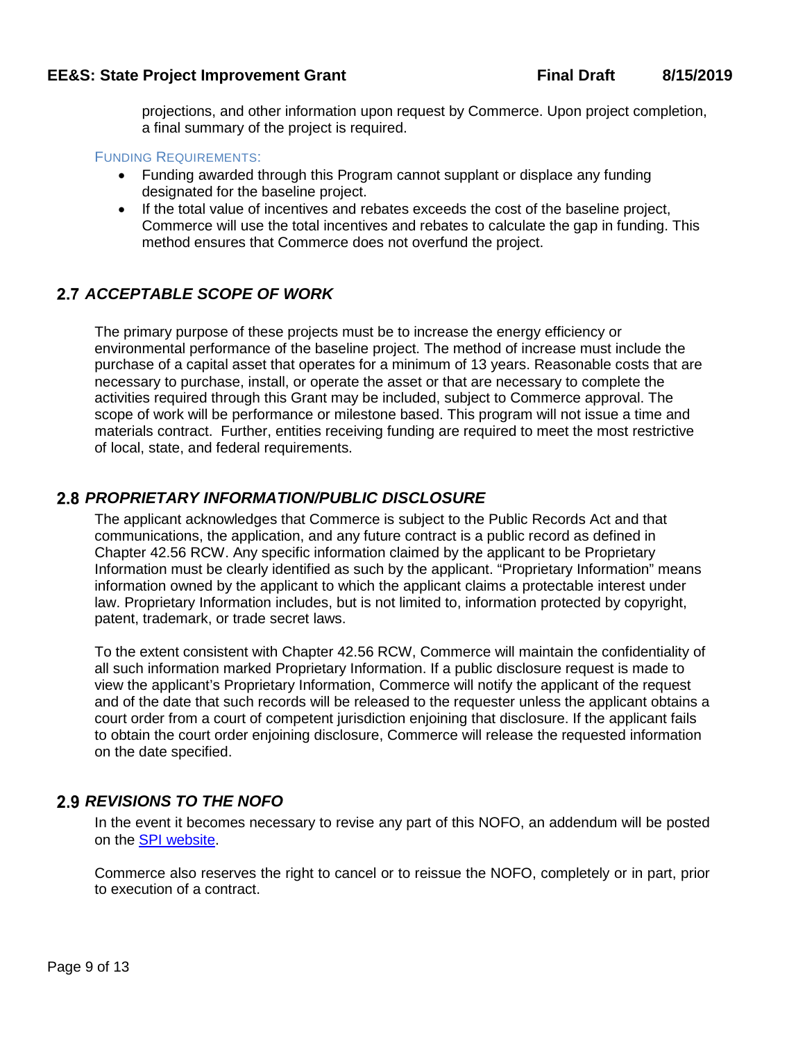projections, and other information upon request by Commerce. Upon project completion, a final summary of the project is required.

FUNDING REQUIREMENTS:

- Funding awarded through this Program cannot supplant or displace any funding designated for the baseline project.
- If the total value of incentives and rebates exceeds the cost of the baseline project, Commerce will use the total incentives and rebates to calculate the gap in funding. This method ensures that Commerce does not overfund the project.

## 2.7 *ACCEPTABLE SCOPE OF WORK*

The primary purpose of these projects must be to increase the energy efficiency or environmental performance of the baseline project. The method of increase must include the purchase of a capital asset that operates for a minimum of 13 years. Reasonable costs that are necessary to purchase, install, or operate the asset or that are necessary to complete the activities required through this Grant may be included, subject to Commerce approval. The scope of work will be performance or milestone based. This program will not issue a time and materials contract. Further, entities receiving funding are required to meet the most restrictive of local, state, and federal requirements.

## 2.8 *PROPRIETARY INFORMATION/PUBLIC DISCLOSURE*

The applicant acknowledges that Commerce is subject to the Public Records Act and that communications, the application, and any future contract is a public record as defined in Chapter 42.56 RCW. Any specific information claimed by the applicant to be Proprietary Information must be clearly identified as such by the applicant. "Proprietary Information" means information owned by the applicant to which the applicant claims a protectable interest under law. Proprietary Information includes, but is not limited to, information protected by copyright, patent, trademark, or trade secret laws.

To the extent consistent with Chapter 42.56 RCW, Commerce will maintain the confidentiality of all such information marked Proprietary Information. If a public disclosure request is made to view the applicant's Proprietary Information, Commerce will notify the applicant of the request and of the date that such records will be released to the requester unless the applicant obtains a court order from a court of competent jurisdiction enjoining that disclosure. If the applicant fails to obtain the court order enjoining disclosure, Commerce will release the requested information on the date specified.

## 2.9 *REVISIONS TO THE NOFO*

In the event it becomes necessary to revise any part of this NOFO, an addendum will be posted on the SPI website.

Commerce also reserves the right to cancel or to reissue the NOFO, completely or in part, prior to execution of a contract.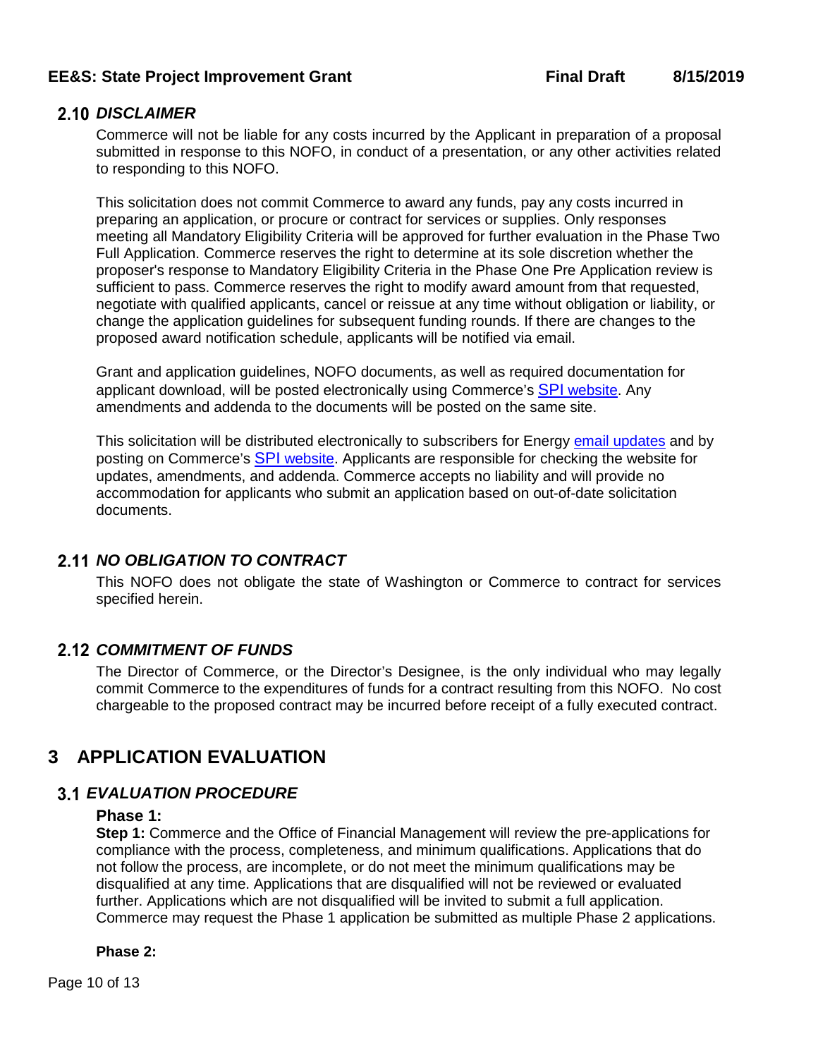## 2.10 *DISCLAIMER*

Commerce will not be liable for any costs incurred by the Applicant in preparation of a proposal submitted in response to this NOFO, in conduct of a presentation, or any other activities related to responding to this NOFO.

This solicitation does not commit Commerce to award any funds, pay any costs incurred in preparing an application, or procure or contract for services or supplies. Only responses meeting all Mandatory Eligibility Criteria will be approved for further evaluation in the Phase Two Full Application. Commerce reserves the right to determine at its sole discretion whether the proposer's response to Mandatory Eligibility Criteria in the Phase One Pre Application review is sufficient to pass. Commerce reserves the right to modify award amount from that requested, negotiate with qualified applicants, cancel or reissue at any time without obligation or liability, or change the application guidelines for subsequent funding rounds. If there are changes to the proposed award notification schedule, applicants will be notified via email.

Grant and application guidelines, NOFO documents, as well as required documentation for applicant download, will be posted electronically using Commerce's SPI website. Any amendments and addenda to the documents will be posted on the same site.

This solicitation will be distributed electronically to subscribers for Energy email updates and by posting on Commerce's SPI website. Applicants are responsible for checking the website for updates, amendments, and addenda. Commerce accepts no liability and will provide no accommodation for applicants who submit an application based on out-of-date solicitation documents.

## 2.11 *NO OBLIGATION TO CONTRACT*

This NOFO does not obligate the state of Washington or Commerce to contract for services specified herein.

## 2.12 *COMMITMENT OF FUNDS*

The Director of Commerce, or the Director's Designee, is the only individual who may legally commit Commerce to the expenditures of funds for a contract resulting from this NOFO. No cost chargeable to the proposed contract may be incurred before receipt of a fully executed contract.

# 3 APPLICATION EVALUATION

## 3.1 *EVALUATION PROCEDURE*

### Phase 1:

**Step 1:** Commerce and the Office of Financial Management will review the pre-applications for compliance with the process, completeness, and minimum qualifications. Applications that do not follow the process, are incomplete, or do not meet the minimum qualifications may be disqualified at any time. Applications that are disqualified will not be reviewed or evaluated further. Applications which are not disqualified will be invited to submit a full application. Commerce may request the Phase 1 application be submitted as multiple Phase 2 applications.

**Phase 2:**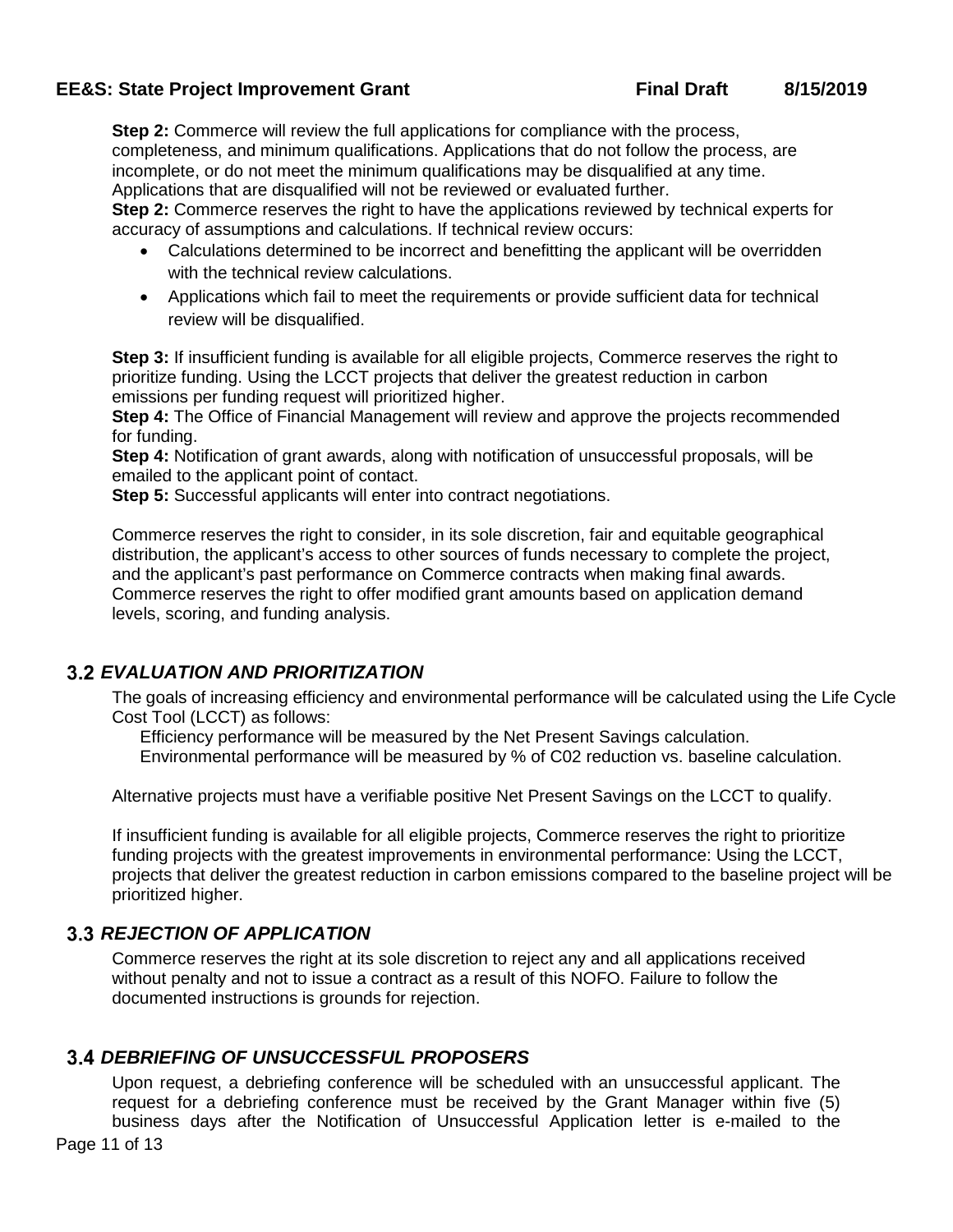**Step 2:** Commerce will review the full applications for compliance with the process, completeness, and minimum qualifications. Applications that do not follow the process, are incomplete, or do not meet the minimum qualifications may be disqualified at any time. Applications that are disqualified will not be reviewed or evaluated further.

**Step 2:** Commerce reserves the right to have the applications reviewed by technical experts for accuracy of assumptions and calculations. If technical review occurs:

- Calculations determined to be incorrect and benefitting the applicant will be overridden with the technical review calculations.
- Applications which fail to meet the requirements or provide sufficient data for technical review will be disqualified.

**Step 3:** If insufficient funding is available for all eligible projects, Commerce reserves the right to prioritize funding. Using the LCCT projects that deliver the greatest reduction in carbon emissions per funding request will prioritized higher.

**Step 4:** The Office of Financial Management will review and approve the projects recommended for funding.

**Step 4:** Notification of grant awards, along with notification of unsuccessful proposals, will be emailed to the applicant point of contact.

**Step 5:** Successful applicants will enter into contract negotiations.

Commerce reserves the right to consider, in its sole discretion, fair and equitable geographical distribution, the applicant's access to other sources of funds necessary to complete the project, and the applicant's past performance on Commerce contracts when making final awards. Commerce reserves the right to offer modified grant amounts based on application demand levels, scoring, and funding analysis.

## 3.2 *EVALUATION AND PRIORITIZATION*

The goals of increasing efficiency and environmental performance will be calculated using the Life Cycle Cost Tool (LCCT) as follows:

Efficiency performance will be measured by the Net Present Savings calculation.
Environmental performance will be measured by % of C02 reduction vs. baseline calculation.

Alternative projects must have a verifiable positive Net Present Savings on the LCCT to qualify.

If insufficient funding is available for all eligible projects, Commerce reserves the right to prioritize funding projects with the greatest improvements in environmental performance: Using the LCCT, projects that deliver the greatest reduction in carbon emissions compared to the baseline project will be prioritized higher.

## 3.3 *REJECTION OF APPLICATION*

Commerce reserves the right at its sole discretion to reject any and all applications received without penalty and not to issue a contract as a result of this NOFO. Failure to follow the documented instructions is grounds for rejection.

## 3.4 *DEBRIEFING OF UNSUCCESSFUL PROPOSERS*

Upon request, a debriefing conference will be scheduled with an unsuccessful applicant. The request for a debriefing conference must be received by the Grant Manager within five (5) business days after the Notification of Unsuccessful Application letter is e-mailed to the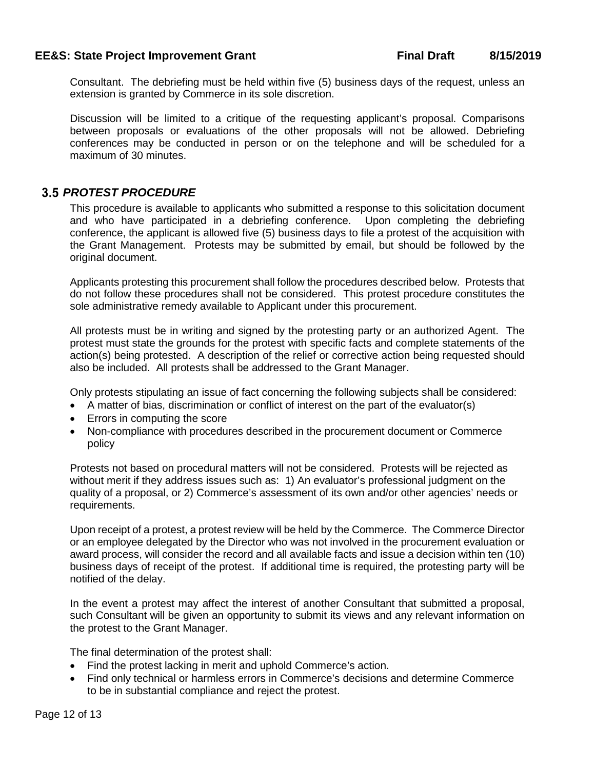Consultant. The debriefing must be held within five (5) business days of the request, unless an extension is granted by Commerce in its sole discretion.

Discussion will be limited to a critique of the requesting applicant's proposal. Comparisons between proposals or evaluations of the other proposals will not be allowed. Debriefing conferences may be conducted in person or on the telephone and will be scheduled for a maximum of 30 minutes.

## 3.5 *PROTEST PROCEDURE*

This procedure is available to applicants who submitted a response to this solicitation document and who have participated in a debriefing conference. Upon completing the debriefing conference, the applicant is allowed five (5) business days to file a protest of the acquisition with the Grant Management. Protests may be submitted by email, but should be followed by the original document.

Applicants protesting this procurement shall follow the procedures described below. Protests that do not follow these procedures shall not be considered. This protest procedure constitutes the sole administrative remedy available to Applicant under this procurement.

All protests must be in writing and signed by the protesting party or an authorized Agent. The protest must state the grounds for the protest with specific facts and complete statements of the action(s) being protested. A description of the relief or corrective action being requested should also be included. All protests shall be addressed to the Grant Manager.

Only protests stipulating an issue of fact concerning the following subjects shall be considered:

- A matter of bias, discrimination or conflict of interest on the part of the evaluator(s)
- Errors in computing the score
- Non-compliance with procedures described in the procurement document or Commerce policy

Protests not based on procedural matters will not be considered. Protests will be rejected as without merit if they address issues such as: 1) An evaluator's professional judgment on the quality of a proposal, or 2) Commerce's assessment of its own and/or other agencies' needs or requirements.

Upon receipt of a protest, a protest review will be held by the Commerce. The Commerce Director or an employee delegated by the Director who was not involved in the procurement evaluation or award process, will consider the record and all available facts and issue a decision within ten (10) business days of receipt of the protest. If additional time is required, the protesting party will be notified of the delay.

In the event a protest may affect the interest of another Consultant that submitted a proposal, such Consultant will be given an opportunity to submit its views and any relevant information on the protest to the Grant Manager.

The final determination of the protest shall:

- Find the protest lacking in merit and uphold Commerce's action.
- Find only technical or harmless errors in Commerce's decisions and determine Commerce to be in substantial compliance and reject the protest.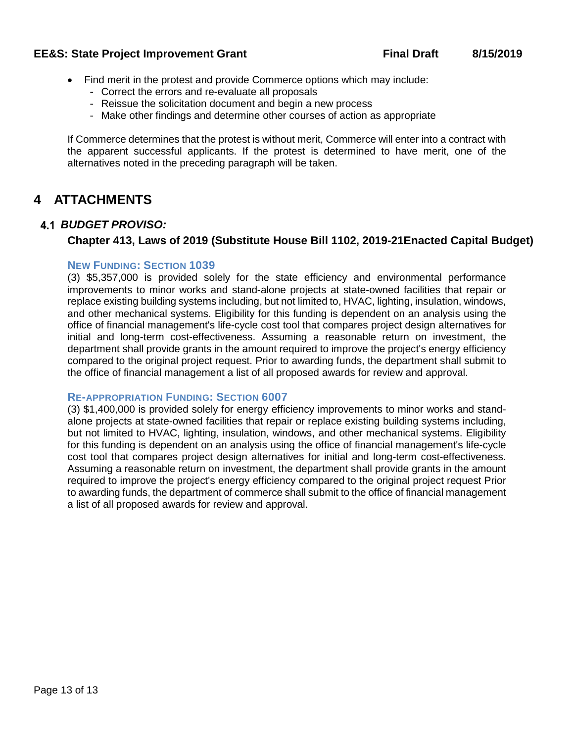- Find merit in the protest and provide Commerce options which may include:
  - Correct the errors and re-evaluate all proposals
  - Reissue the solicitation document and begin a new process
  - Make other findings and determine other courses of action as appropriate

If Commerce determines that the protest is without merit, Commerce will enter into a contract with the apparent successful applicants. If the protest is determined to have merit, one of the alternatives noted in the preceding paragraph will be taken.

# 4 ATTACHMENTS

## 4.1 *BUDGET PROVISO:*

**Chapter 413, Laws of 2019 (Substitute House Bill 1102, 2019-21Enacted Capital Budget)**

### NEW FUNDING: SECTION 1039

(3) $5,357,000 is provided solely for the state efficiency and environmental performance improvements to minor works and stand-alone projects at state-owned facilities that repair or replace existing building systems including, but not limited to, HVAC, lighting, insulation, windows, and other mechanical systems. Eligibility for this funding is dependent on an analysis using the office of financial management's life-cycle cost tool that compares project design alternatives for initial and long-term cost-effectiveness. Assuming a reasonable return on investment, the department shall provide grants in the amount required to improve the project's energy efficiency compared to the original project request. Prior to awarding funds, the department shall submit to the office of financial management a list of all proposed awards for review and approval.

### RE-APPROPRIATION FUNDING: SECTION 6007

(3) $1,400,000 is provided solely for energy efficiency improvements to minor works and stand-alone projects at state-owned facilities that repair or replace existing building systems including, but not limited to HVAC, lighting, insulation, windows, and other mechanical systems. Eligibility for this funding is dependent on an analysis using the office of financial management's life-cycle cost tool that compares project design alternatives for initial and long-term cost-effectiveness. Assuming a reasonable return on investment, the department shall provide grants in the amount required to improve the project's energy efficiency compared to the original project request Prior to awarding funds, the department of commerce shall submit to the office of financial management a list of all proposed awards for review and approval.